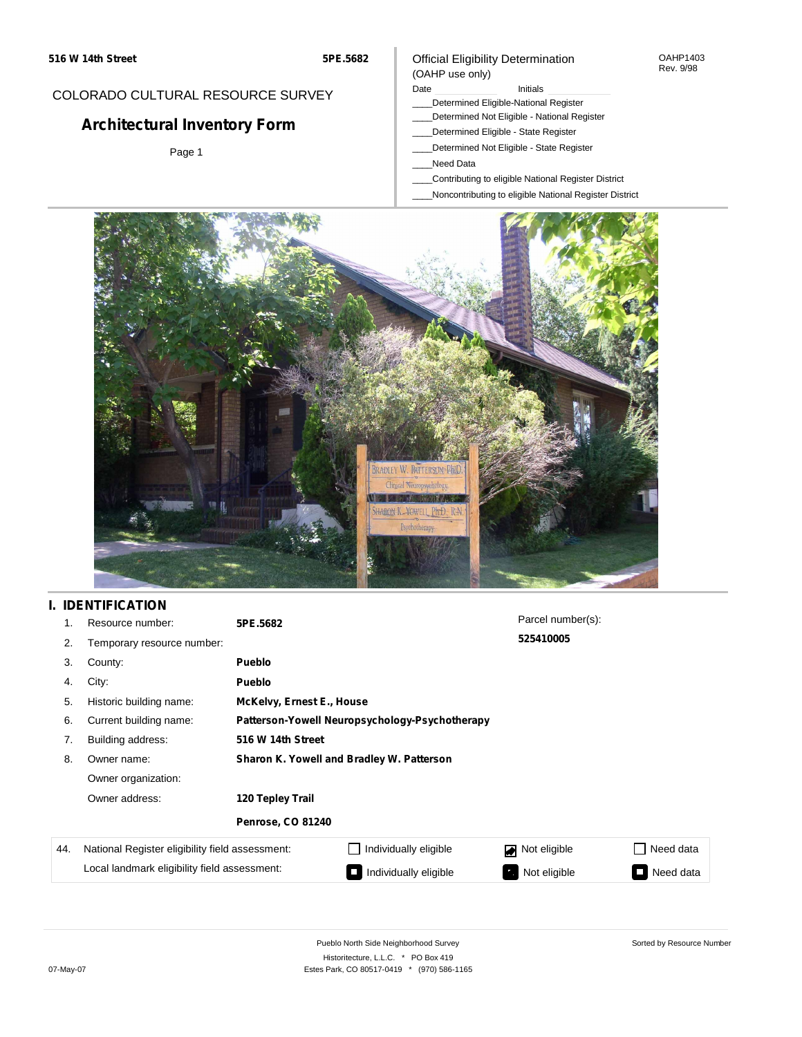516 W 14th Street | 5PE.5682

COLORADO CULTURAL RESOURCE SURVEY

# Architectural Inventory Form

Page 1

Official Eligibility Determination
(OAHP use only)

OAHP1403
Rev. 9/98

Date ____________ Initials ____________

____Determined Eligible-National Register
____Determined Not Eligible - National Register
____Determined Eligible - State Register
____Determined Not Eligible - State Register
____Need Data
____Contributing to eligible National Register District
____Noncontributing to eligible National Register District

## I. IDENTIFICATION

1. Resource number: **5PE.5682**
2. Temporary resource number:
3. County: **Pueblo**
4. City: **Pueblo**
5. Historic building name: **McKelvy, Ernest E., House**
6. Current building name: **Patterson-Yowell Neuropsychology-Psychotherapy**
7. Building address: **516 W 14th Street**
8. Owner name: **Sharon K. Yowell and Bradley W. Patterson**
   Owner organization:
   Owner address: **120 Tepley Trail**
   **Penrose, CO 81240**

Parcel number(s): **525410005**

| 44. | National Register eligibility field assessment: | ☐ Individually eligible | ☑ Not eligible | ☐ Need data |
|---|---|---|---|---|
| | Local landmark eligibility field assessment: | ■ Individually eligible | ■ Not eligible | ■ Need data |

Pueblo North Side Neighborhood Survey
Historitecture, L.L.C. * PO Box 419
Estes Park, CO 80517-0419 * (970) 586-1165

Sorted by Resource Number

07-May-07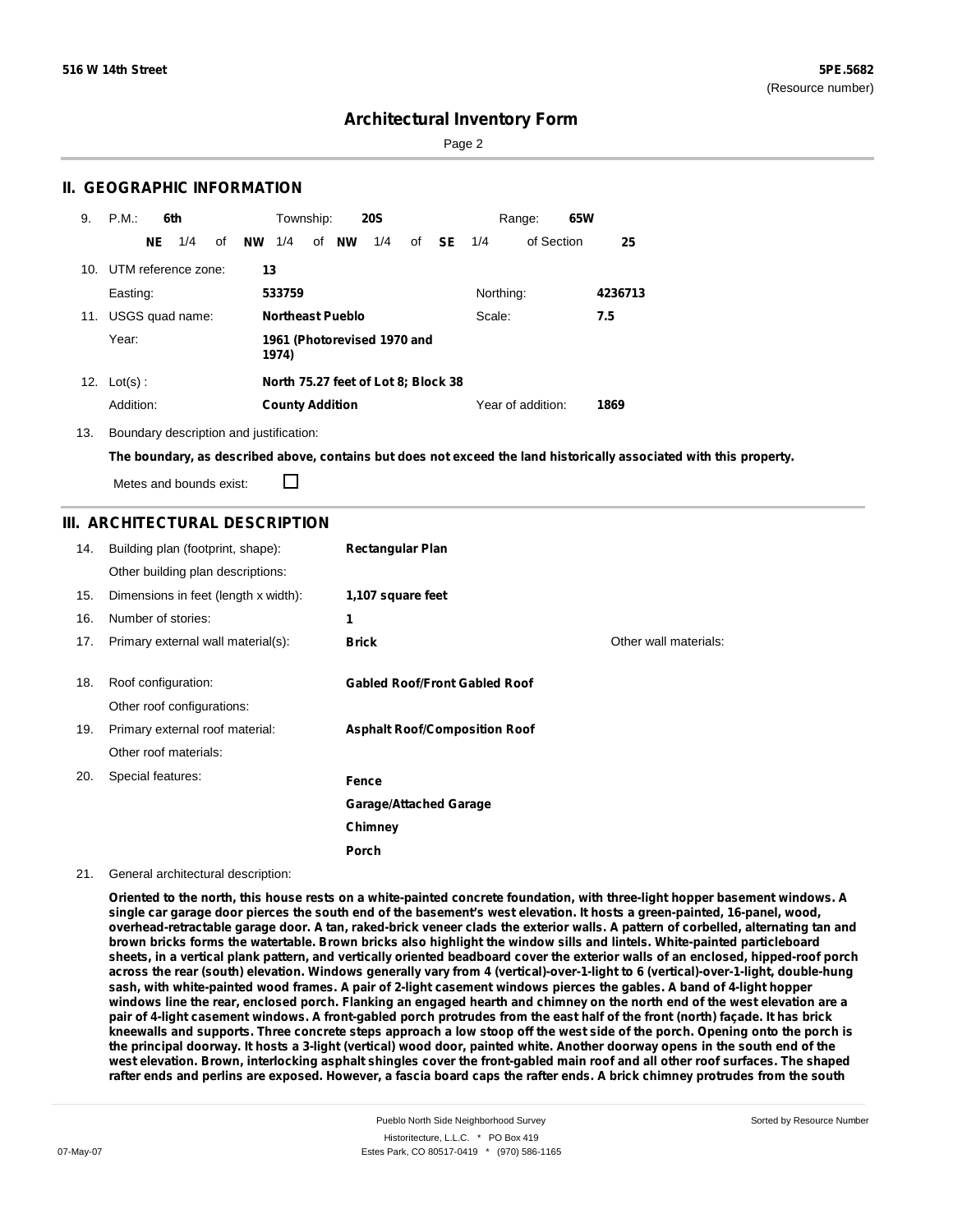516 W 14th Street

5PE.5682
(Resource number)

# Architectural Inventory Form

## II. GEOGRAPHIC INFORMATION

9. P.M.: **6th** Township: **20S** Range: **65W**
   **NE** 1/4 of **NW** 1/4 of **NW** 1/4 of **SE** 1/4 of Section **25**

10. UTM reference zone: **13**
    Easting: **533759** Northing: **4236713**

11. USGS quad name: **Northeast Pueblo** Scale: **7.5**
    Year: **1961 (Photorevised 1970 and 1974)**

12. Lot(s) : **North 75.27 feet of Lot 8; Block 38**
    Addition: **County Addition** Year of addition: **1869**

13. Boundary description and justification:
    **The boundary, as described above, contains but does not exceed the land historically associated with this property.**
    Metes and bounds exist: ☐

## III. ARCHITECTURAL DESCRIPTION

14. Building plan (footprint, shape): **Rectangular Plan**
    Other building plan descriptions:
15. Dimensions in feet (length x width): **1,107 square feet**
16. Number of stories: **1**
17. Primary external wall material(s): **Brick** Other wall materials:
18. Roof configuration: **Gabled Roof/Front Gabled Roof**
    Other roof configurations:
19. Primary external roof material: **Asphalt Roof/Composition Roof**
    Other roof materials:
20. Special features:
    **Fence**
    **Garage/Attached Garage**
    **Chimney**
    **Porch**
21. General architectural description:

**Oriented to the north, this house rests on a white-painted concrete foundation, with three-light hopper basement windows. A single car garage door pierces the south end of the basement's west elevation. It hosts a green-painted, 16-panel, wood, overhead-retractable garage door. A tan, raked-brick veneer clads the exterior walls. A pattern of corbelled, alternating tan and brown bricks forms the watertable. Brown bricks also highlight the window sills and lintels. White-painted particleboard sheets, in a vertical plank pattern, and vertically oriented beadboard cover the exterior walls of an enclosed, hipped-roof porch across the rear (south) elevation. Windows generally vary from 4 (vertical)-over-1-light to 6 (vertical)-over-1-light, double-hung sash, with white-painted wood frames. A pair of 2-light casement windows pierces the gables. A band of 4-light hopper windows line the rear, enclosed porch. Flanking an engaged hearth and chimney on the north end of the west elevation are a pair of 4-light casement windows. A front-gabled porch protrudes from the east half of the front (north) façade. It has brick kneewalls and supports. Three concrete steps approach a low stoop off the west side of the porch. Opening onto the porch is the principal doorway. It hosts a 3-light (vertical) wood door, painted white. Another doorway opens in the south end of the west elevation. Brown, interlocking asphalt shingles cover the front-gabled main roof and all other roof surfaces. The shaped rafter ends and perlins are exposed. However, a fascia board caps the rafter ends. A brick chimney protrudes from the south**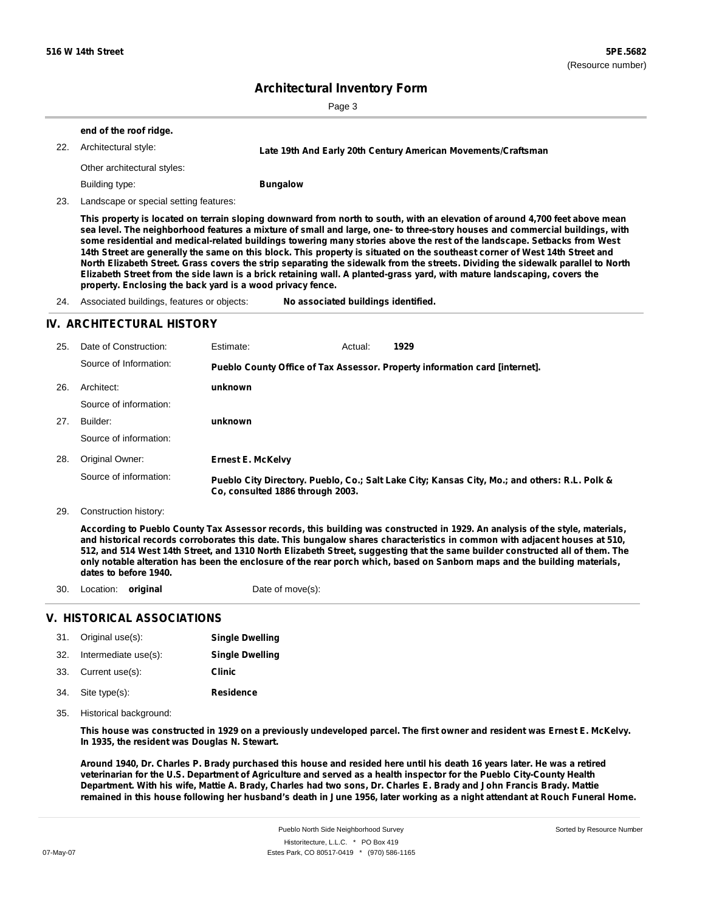**end of the roof ridge.**

22. Architectual style: **Late 19th And Early 20th Century American Movements/Craftsman**

    Other architectural styles:

    Building type: **Bungalow**

23. Landscape or special setting features:

**This property is located on terrain sloping downward from north to south, with an elevation of around 4,700 feet above mean sea level. The neighborhood features a mixture of small and large, one- to three-story houses and commercial buildings, with some residential and medical-related buildings towering many stories above the rest of the landscape. Setbacks from West 14th Street are generally the same on this block. This property is situated on the southeast corner of West 14th Street and North Elizabeth Street. Grass covers the strip separating the sidewalk from the streets. Dividing the sidewalk parallel to North Elizabeth Street from the side lawn is a brick retaining wall. A planted-grass yard, with mature landscaping, covers the property. Enclosing the back yard is a wood privacy fence.**

24. Associated buildings, features or objects: **No associated buildings identified.**

## IV. ARCHITECTURAL HISTORY

25. Date of Construction: Estimate: Actual: **1929**

    Source of Information: **Pueblo County Office of Tax Assessor. Property information card [internet].**

26. Architect: **unknown**

    Source of information:

27. Builder: **unknown**

    Source of information:

28. Original Owner: **Ernest E. McKelvy**

    Source of information: **Pueblo City Directory. Pueblo, Co.; Salt Lake City; Kansas City, Mo.; and others: R.L. Polk & Co, consulted 1886 through 2003.**

29. Construction history:

**According to Pueblo County Tax Assessor records, this building was constructed in 1929. An analysis of the style, materials, and historical records corroborates this date. This bungalow shares characteristics in common with adjacent houses at 510, 512, and 514 West 14th Street, and 1310 North Elizabeth Street, suggesting that the same builder constructed all of them. The only notable alteration has been the enclosure of the rear porch which, based on Sanborn maps and the building materials, dates to before 1940.**

30. Location: **original** Date of move(s):

## V. HISTORICAL ASSOCIATIONS

31. Original use(s): **Single Dwelling**
32. Intermediate use(s): **Single Dwelling**
33. Current use(s): **Clinic**
34. Site type(s): **Residence**
35. Historical background:

**This house was constructed in 1929 on a previously undeveloped parcel. The first owner and resident was Ernest E. McKelvy. In 1935, the resident was Douglas N. Stewart.**

**Around 1940, Dr. Charles P. Brady purchased this house and resided here until his death 16 years later. He was a retired veterinarian for the U.S. Department of Agriculture and served as a health inspector for the Pueblo City-County Health Department. With his wife, Mattie A. Brady, Charles had two sons, Dr. Charles E. Brady and John Francis Brady. Mattie remained in this house following her husband's death in June 1956, later working as a night attendant at Rouch Funeral Home.**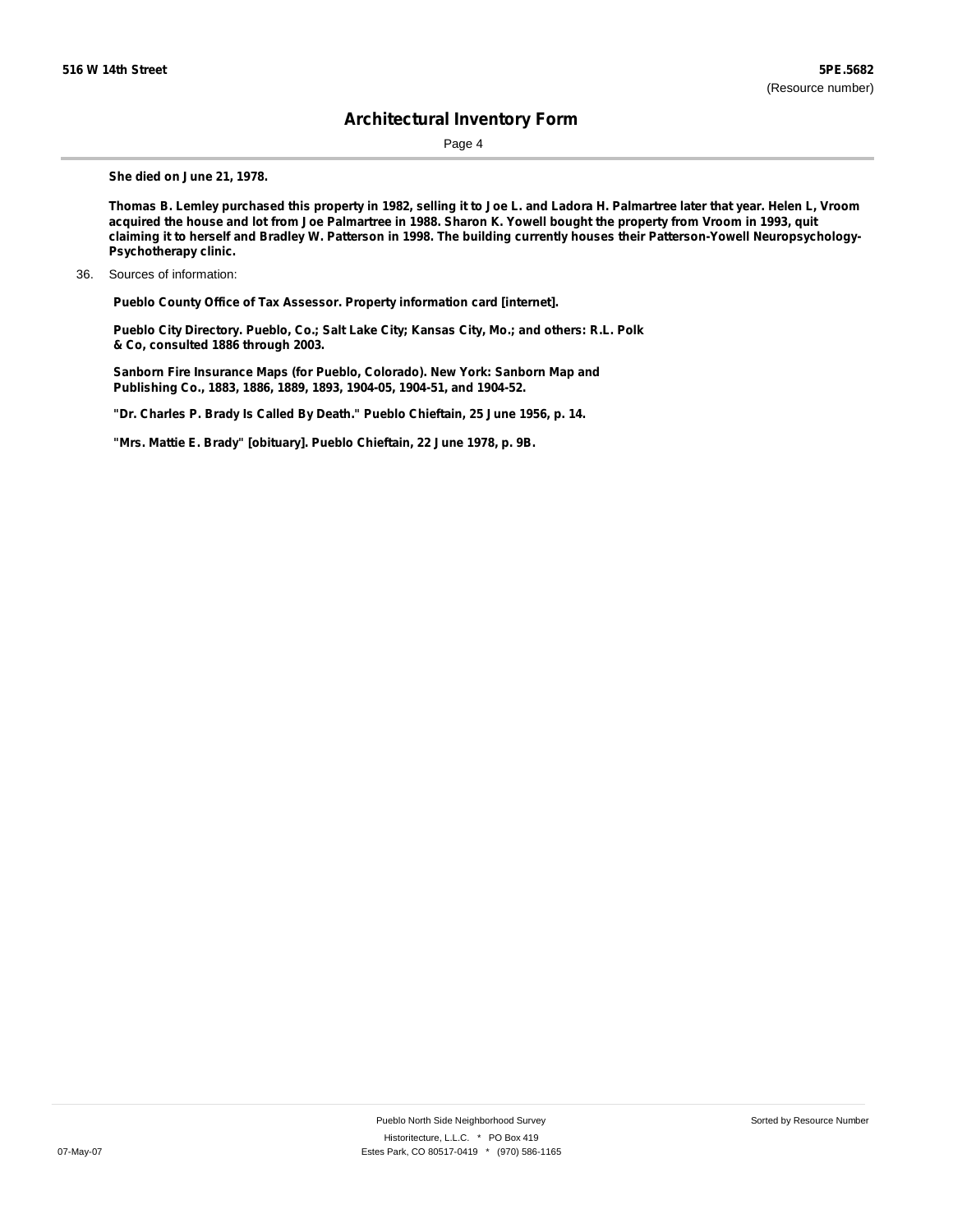**She died on June 21, 1978.**

**Thomas B. Lemley purchased this property in 1982, selling it to Joe L. and Ladora H. Palmartree later that year. Helen L, Vroom acquired the house and lot from Joe Palmartree in 1988. Sharon K. Yowell bought the property from Vroom in 1993, quit claiming it to herself and Bradley W. Patterson in 1998. The building currently houses their Patterson-Yowell Neuropsychology-Psychotherapy clinic.**

36. Sources of information:

**Pueblo County Office of Tax Assessor. Property information card [internet].**

**Pueblo City Directory. Pueblo, Co.; Salt Lake City; Kansas City, Mo.; and others: R.L. Polk & Co, consulted 1886 through 2003.**

**Sanborn Fire Insurance Maps (for Pueblo, Colorado). New York: Sanborn Map and Publishing Co., 1883, 1886, 1889, 1893, 1904-05, 1904-51, and 1904-52.**

**"Dr. Charles P. Brady Is Called By Death." Pueblo Chieftain, 25 June 1956, p. 14.**

**"Mrs. Mattie E. Brady" [obituary]. Pueblo Chieftain, 22 June 1978, p. 9B.**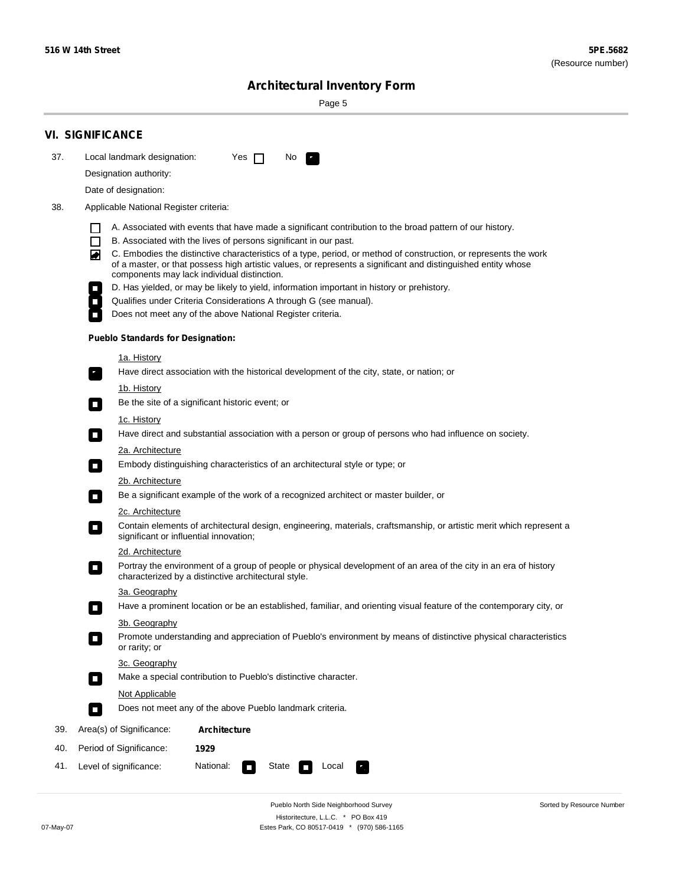## VI. SIGNIFICANCE

37. Local landmark designation: Yes ☐ No ☒

    Designation authority:

    Date of designation:

38. Applicable National Register criteria:

    ☐ A. Associated with events that have made a significant contribution to the broad pattern of our history.

    ☐ B. Associated with the lives of persons significant in our past.

    ☒ C. Embodies the distinctive characteristics of a type, period, or method of construction, or represents the work of a master, or that possess high artistic values, or represents a significant and distinguished entity whose components may lack individual distinction.

    ☐ D. Has yielded, or may be likely to yield, information important in history or prehistory.

    ☐ Qualifies under Criteria Considerations A through G (see manual).

    ☐ Does not meet any of the above National Register criteria.

    **Pueblo Standards for Designation:**

    1a. History

    ☒ Have direct association with the historical development of the city, state, or nation; or

    1b. History

    ☐ Be the site of a significant historic event; or

    1c. History

    ☐ Have direct and substantial association with a person or group of persons who had influence on society.

    2a. Architecture

    ☐ Embody distinguishing characteristics of an architectural style or type; or

    2b. Architecture

    ☐ Be a significant example of the work of a recognized architect or master builder, or

    2c. Architecture

    ☐ Contain elements of architectural design, engineering, materials, craftsmanship, or artistic merit which represent a significant or influential innovation;

    2d. Architecture

    ☐ Portray the environment of a group of people or physical development of an area of the city in an era of history characterized by a distinctive architectural style.

    3a. Geography

    ☐ Have a prominent location or be an established, familiar, and orienting visual feature of the contemporary city, or

    3b. Geography

    ☐ Promote understanding and appreciation of Pueblo's environment by means of distinctive physical characteristics or rarity; or

    3c. Geography

    ☐ Make a special contribution to Pueblo's distinctive character.

    Not Applicable

    ☐ Does not meet any of the above Pueblo landmark criteria.

39. Area(s) of Significance: **Architecture**

40. Period of Significance: **1929**

41. Level of significance: National: ☐ State ☐ Local ☒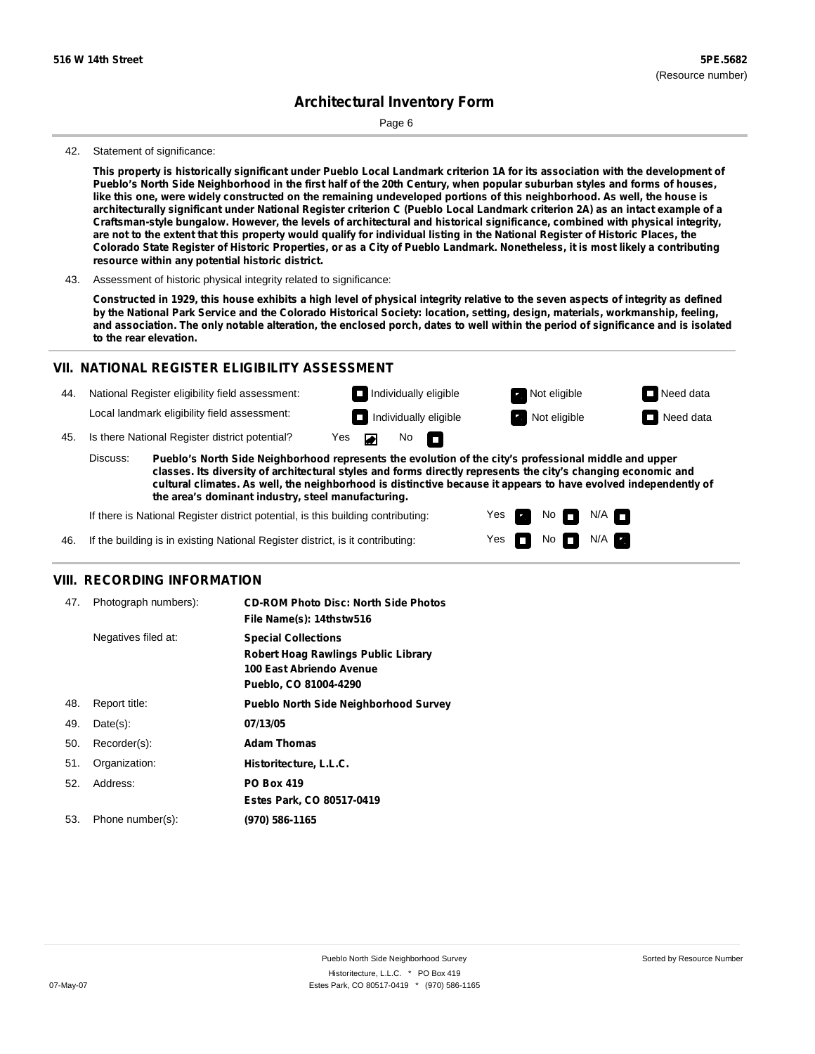42. Statement of significance:

**This property is historically significant under Pueblo Local Landmark criterion 1A for its association with the development of Pueblo's North Side Neighborhood in the first half of the 20th Century, when popular suburban styles and forms of houses, like this one, were widely constructed on the remaining undeveloped portions of this neighborhood. As well, the house is architecturally significant under National Register criterion C (Pueblo Local Landmark criterion 2A) as an intact example of a Craftsman-style bungalow. However, the levels of architectural and historical significance, combined with physical integrity, are not to the extent that this property would qualify for individual listing in the National Register of Historic Places, the Colorado State Register of Historic Properties, or as a City of Pueblo Landmark. Nonetheless, it is most likely a contributing resource within any potential historic district.**

43. Assessment of historic physical integrity related to significance:

**Constructed in 1929, this house exhibits a high level of physical integrity relative to the seven aspects of integrity as defined by the National Park Service and the Colorado Historical Society: location, setting, design, materials, workmanship, feeling, and association. The only notable alteration, the enclosed porch, dates to well within the period of significance and is isolated to the rear elevation.**

## VII. NATIONAL REGISTER ELIGIBILITY ASSESSMENT

44. National Register eligibility field assessment: ☐ Individually eligible ☑ Not eligible ☐ Need data

Local landmark eligibility field assessment: ☐ Individually eligible ☑ Not eligible ☐ Need data

45. Is there National Register district potential? Yes ☑ No ☐

Discuss: **Pueblo's North Side Neighborhood represents the evolution of the city's professional middle and upper classes. Its diversity of architectural styles and forms directly represents the city's changing economic and cultural climates. As well, the neighborhood is distinctive because it appears to have evolved independently of the area's dominant industry, steel manufacturing.**

If there is National Register district potential, is this building contributing: Yes ☑ No ☐ N/A ☐

46. If the building is in existing National Register district, is it contributing: Yes ☐ No ☐ N/A ☑

## VIII. RECORDING INFORMATION

47. Photograph numbers): **CD-ROM Photo Disc: North Side Photos**
**File Name(s): 14thstw516**

Negatives filed at: **Special Collections**
**Robert Hoag Rawlings Public Library**
**100 East Abriendo Avenue**
**Pueblo, CO 81004-4290**

48. Report title: **Pueblo North Side Neighborhood Survey**

49. Date(s): **07/13/05**

50. Recorder(s): **Adam Thomas**

51. Organization: **Historitecture, L.L.C.**

52. Address: **PO Box 419**
**Estes Park, CO 80517-0419**

53. Phone number(s): **(970) 586-1165**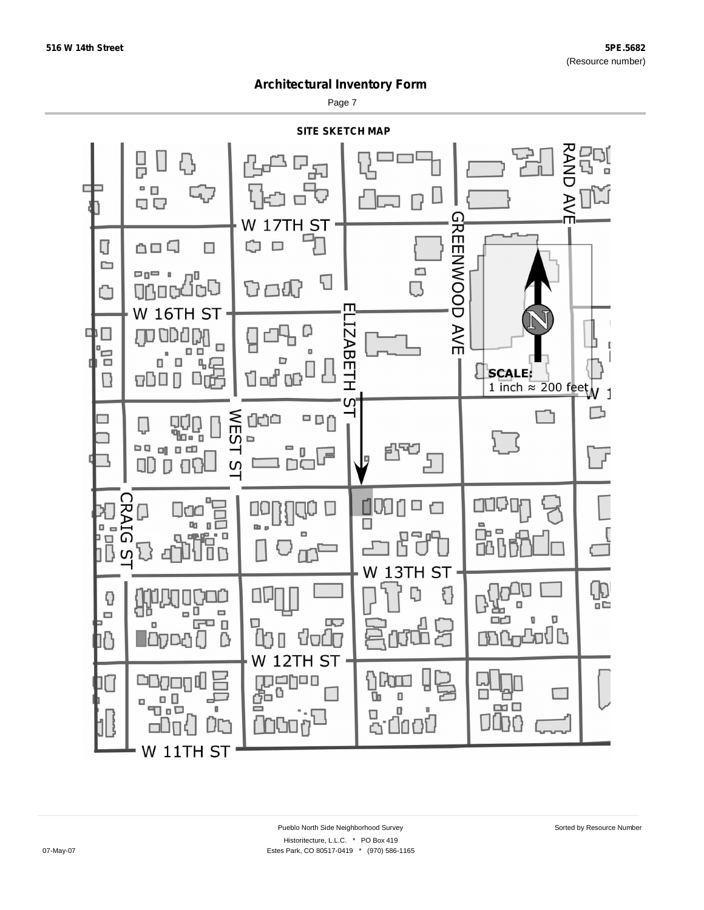## Architectural Inventory Form

### SITE SKETCH MAP

W 17TH ST

W 16TH ST

ELIZABETH ST

GREENWOOD AVE

RAND AVE

WEST ST

CRAIG ST

W 13TH ST

W 12TH ST

W 11TH ST

N

**SCALE:**
1 inch ≈ 200 feet

Pueblo North Side Neighborhood Survey

Historitecture, L.L.C. * PO Box 419
Estes Park, CO 80517-0419 * (970) 586-1165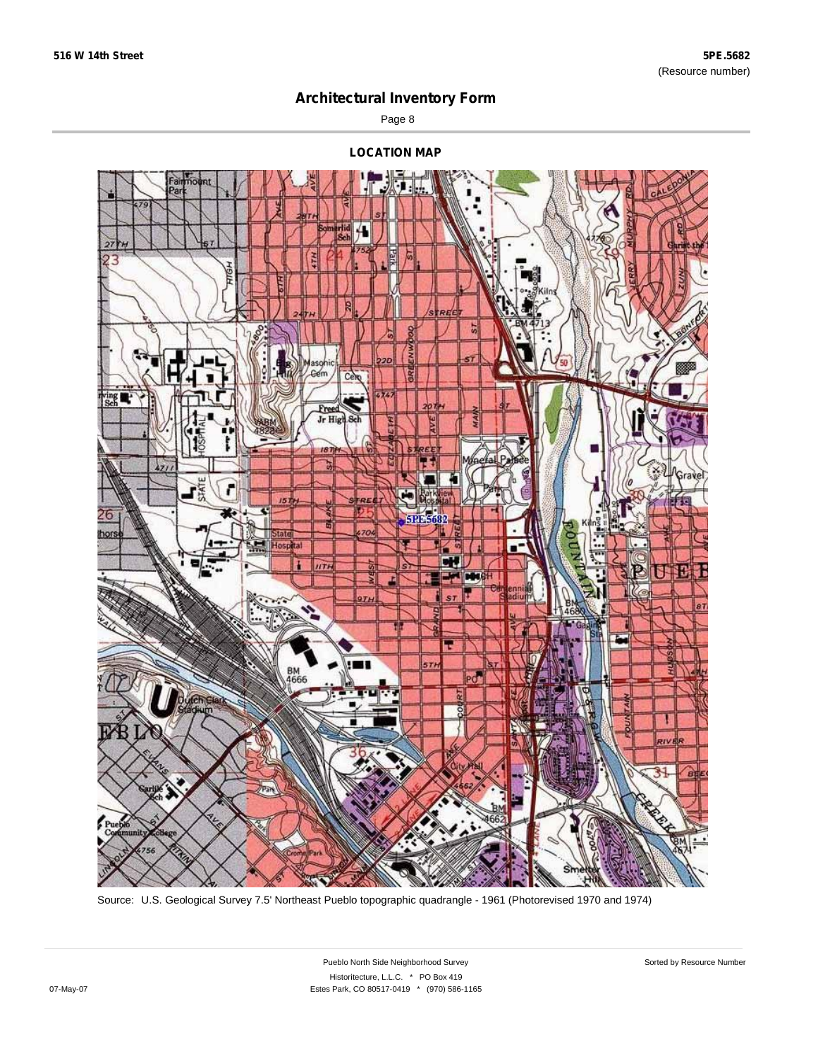## LOCATION MAP

Source: U.S. Geological Survey 7.5' Northeast Pueblo topographic quadrangle - 1961 (Photorevised 1970 and 1974)